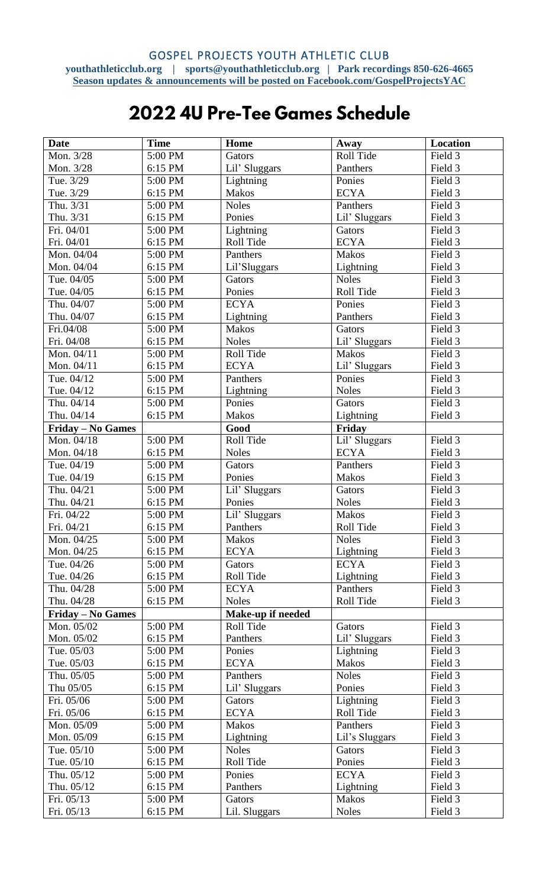GOSPEL PROJECTS YOUTH ATHLETIC CLUB

**youthathleticclub.org | sports@youthathleticclub.org | Park recordings 850-626-4665**
**Season updates & announcements will be posted on Facebook.com/GospelProjectsYAC**

# 2022 4U Pre-Tee Games Schedule

| Date | Time | Home | Away | Location |
|---|---|---|---|---|
| Mon. 3/28 | 5:00 PM | Gators | Roll Tide | Field 3 |
| Mon. 3/28 | 6:15 PM | Lil' Sluggars | Panthers | Field 3 |
| Tue. 3/29 | 5:00 PM | Lightning | Ponies | Field 3 |
| Tue. 3/29 | 6:15 PM | Makos | ECYA | Field 3 |
| Thu. 3/31 | 5:00 PM | Noles | Panthers | Field 3 |
| Thu. 3/31 | 6:15 PM | Ponies | Lil' Sluggars | Field 3 |
| Fri. 04/01 | 5:00 PM | Lightning | Gators | Field 3 |
| Fri. 04/01 | 6:15 PM | Roll Tide | ECYA | Field 3 |
| Mon. 04/04 | 5:00 PM | Panthers | Makos | Field 3 |
| Mon. 04/04 | 6:15 PM | Lil'Sluggars | Lightning | Field 3 |
| Tue. 04/05 | 5:00 PM | Gators | Noles | Field 3 |
| Tue. 04/05 | 6:15 PM | Ponies | Roll Tide | Field 3 |
| Thu. 04/07 | 5:00 PM | ECYA | Ponies | Field 3 |
| Thu. 04/07 | 6:15 PM | Lightning | Panthers | Field 3 |
| Fri.04/08 | 5:00 PM | Makos | Gators | Field 3 |
| Fri. 04/08 | 6:15 PM | Noles | Lil' Sluggars | Field 3 |
| Mon. 04/11 | 5:00 PM | Roll Tide | Makos | Field 3 |
| Mon. 04/11 | 6:15 PM | ECYA | Lil' Sluggars | Field 3 |
| Tue. 04/12 | 5:00 PM | Panthers | Ponies | Field 3 |
| Tue. 04/12 | 6:15 PM | Lightning | Noles | Field 3 |
| Thu. 04/14 | 5:00 PM | Ponies | Gators | Field 3 |
| Thu. 04/14 | 6:15 PM | Makos | Lightning | Field 3 |
| **Friday – No Games** | | **Good** | **Friday** | |
| Mon. 04/18 | 5:00 PM | Roll Tide | Lil' Sluggars | Field 3 |
| Mon. 04/18 | 6:15 PM | Noles | ECYA | Field 3 |
| Tue. 04/19 | 5:00 PM | Gators | Panthers | Field 3 |
| Tue. 04/19 | 6:15 PM | Ponies | Makos | Field 3 |
| Thu. 04/21 | 5:00 PM | Lil' Sluggars | Gators | Field 3 |
| Thu. 04/21 | 6:15 PM | Ponies | Noles | Field 3 |
| Fri. 04/22 | 5:00 PM | Lil' Sluggars | Makos | Field 3 |
| Fri. 04/21 | 6:15 PM | Panthers | Roll Tide | Field 3 |
| Mon. 04/25 | 5:00 PM | Makos | Noles | Field 3 |
| Mon. 04/25 | 6:15 PM | ECYA | Lightning | Field 3 |
| Tue. 04/26 | 5:00 PM | Gators | ECYA | Field 3 |
| Tue. 04/26 | 6:15 PM | Roll Tide | Lightning | Field 3 |
| Thu. 04/28 | 5:00 PM | ECYA | Panthers | Field 3 |
| Thu. 04/28 | 6:15 PM | Noles | Roll Tide | Field 3 |
| **Friday – No Games** | | **Make-up if needed** | | |
| Mon. 05/02 | 5:00 PM | Roll Tide | Gators | Field 3 |
| Mon. 05/02 | 6:15 PM | Panthers | Lil' Sluggars | Field 3 |
| Tue. 05/03 | 5:00 PM | Ponies | Lightning | Field 3 |
| Tue. 05/03 | 6:15 PM | ECYA | Makos | Field 3 |
| Thu. 05/05 | 5:00 PM | Panthers | Noles | Field 3 |
| Thu 05/05 | 6:15 PM | Lil' Sluggars | Ponies | Field 3 |
| Fri. 05/06 | 5:00 PM | Gators | Lightning | Field 3 |
| Fri. 05/06 | 6:15 PM | ECYA | Roll Tide | Field 3 |
| Mon. 05/09 | 5:00 PM | Makos | Panthers | Field 3 |
| Mon. 05/09 | 6:15 PM | Lightning | Lil's Sluggars | Field 3 |
| Tue. 05/10 | 5:00 PM | Noles | Gators | Field 3 |
| Tue. 05/10 | 6:15 PM | Roll Tide | Ponies | Field 3 |
| Thu. 05/12 | 5:00 PM | Ponies | ECYA | Field 3 |
| Thu. 05/12 | 6:15 PM | Panthers | Lightning | Field 3 |
| Fri. 05/13 | 5:00 PM | Gators | Makos | Field 3 |
| Fri. 05/13 | 6:15 PM | Lil. Sluggars | Noles | Field 3 |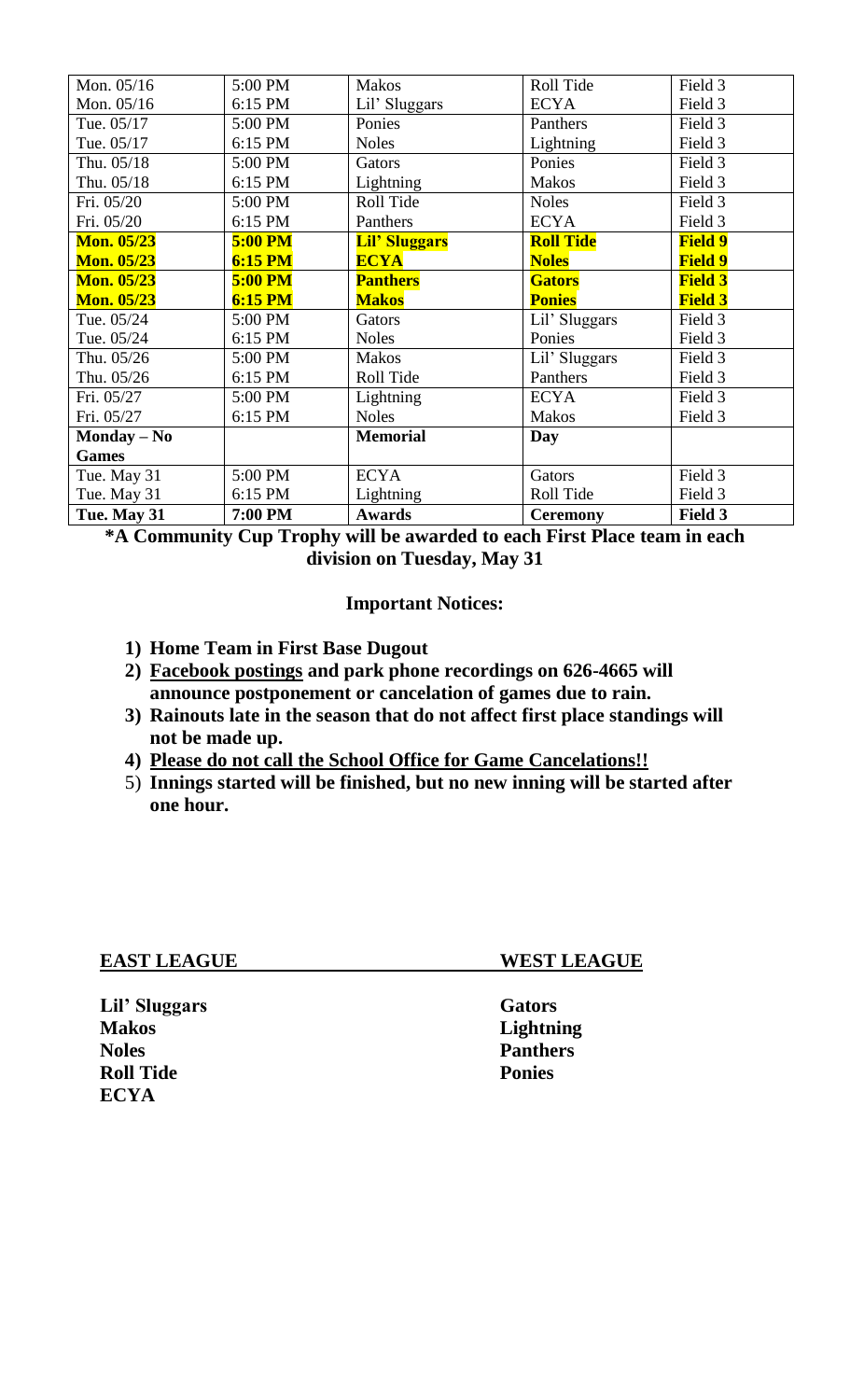| | | | | |
|---|---|---|---|---|
| Mon. 05/16 | 5:00 PM | Makos | Roll Tide | Field 3 |
| Mon. 05/16 | 6:15 PM | Lil' Sluggars | ECYA | Field 3 |
| Tue. 05/17 | 5:00 PM | Ponies | Panthers | Field 3 |
| Tue. 05/17 | 6:15 PM | Noles | Lightning | Field 3 |
| Thu. 05/18 | 5:00 PM | Gators | Ponies | Field 3 |
| Thu. 05/18 | 6:15 PM | Lightning | Makos | Field 3 |
| Fri. 05/20 | 5:00 PM | Roll Tide | Noles | Field 3 |
| Fri. 05/20 | 6:15 PM | Panthers | ECYA | Field 3 |
| **Mon. 05/23** | **5:00 PM** | **Lil' Sluggars** | **Roll Tide** | **Field 9** |
| **Mon. 05/23** | **6:15 PM** | **ECYA** | **Noles** | **Field 9** |
| **Mon. 05/23** | **5:00 PM** | **Panthers** | **Gators** | **Field 3** |
| **Mon. 05/23** | **6:15 PM** | **Makos** | **Ponies** | **Field 3** |
| Tue. 05/24 | 5:00 PM | Gators | Lil' Sluggars | Field 3 |
| Tue. 05/24 | 6:15 PM | Noles | Ponies | Field 3 |
| Thu. 05/26 | 5:00 PM | Makos | Lil' Sluggars | Field 3 |
| Thu. 05/26 | 6:15 PM | Roll Tide | Panthers | Field 3 |
| Fri. 05/27 | 5:00 PM | Lightning | ECYA | Field 3 |
| Fri. 05/27 | 6:15 PM | Noles | Makos | Field 3 |
| **Monday – No Games** | | **Memorial** | **Day** | |
| Tue. May 31 | 5:00 PM | ECYA | Gators | Field 3 |
| Tue. May 31 | 6:15 PM | Lightning | Roll Tide | Field 3 |
| **Tue. May 31** | **7:00 PM** | **Awards** | **Ceremony** | **Field 3** |

**\*A Community Cup Trophy will be awarded to each First Place team in each division on Tuesday, May 31**

**Important Notices:**

1) **Home Team in First Base Dugout**
2) **Facebook postings and park phone recordings on 626-4665 will announce postponement or cancelation of games due to rain.**
3) **Rainouts late in the season that do not affect first place standings will not be made up.**
4) **Please do not call the School Office for Game Cancelations!!**
5) **Innings started will be finished, but no new inning will be started after one hour.**

| **EAST LEAGUE** | **WEST LEAGUE** |
|---|---|
| **Lil' Sluggars** | **Gators** |
| **Makos** | **Lightning** |
| **Noles** | **Panthers** |
| **Roll Tide** | **Ponies** |
| **ECYA** | |